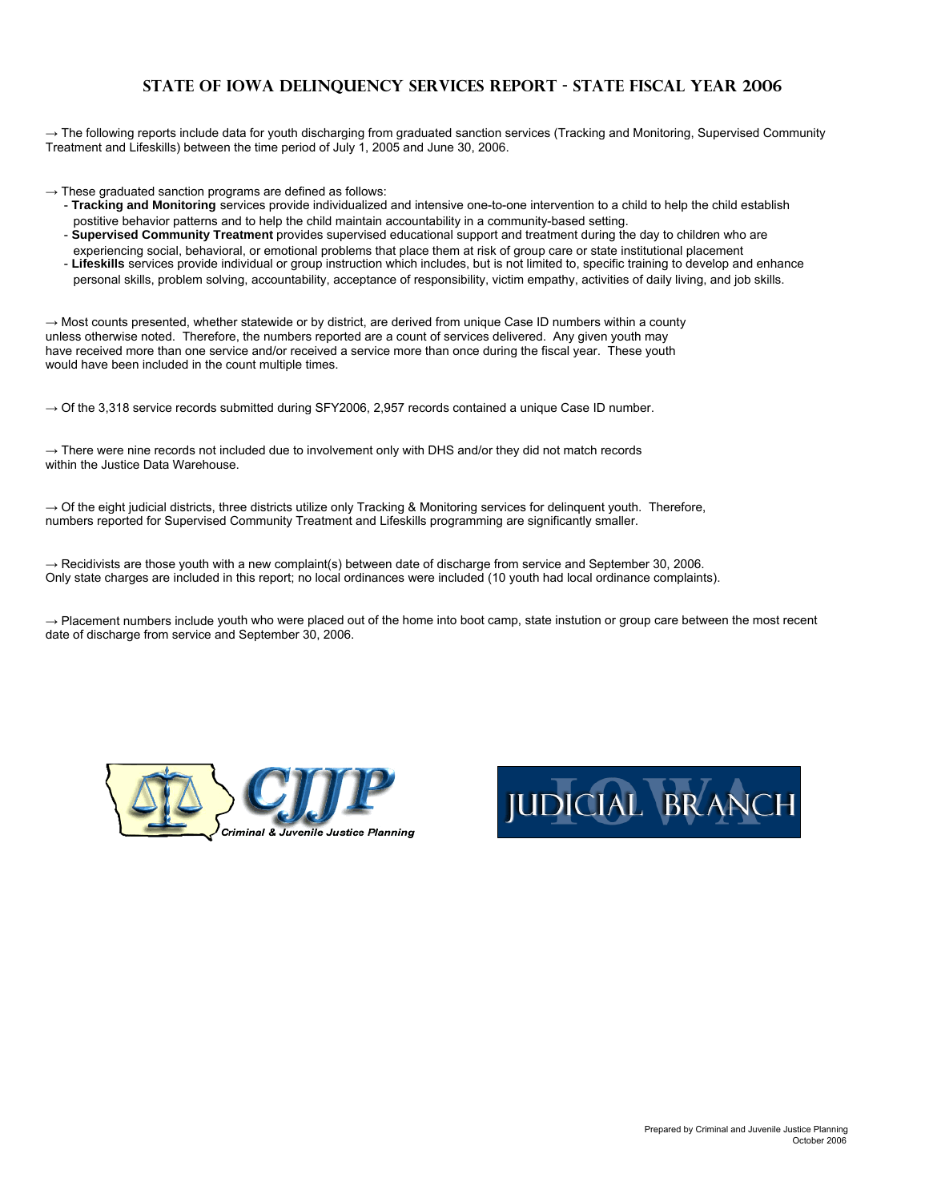# STATE OF IOWA DELINQUENCY SERVICES REPORT - STATE FISCAL YEAR 2006

→ The following reports include data for youth discharging from graduated sanction services (Tracking and Monitoring, Supervised Community Treatment and Lifeskills) between the time period of July 1, 2005 and June 30, 2006.

→ These graduated sanction programs are defined as follows:

- **Tracking and Monitoring** services provide individualized and intensive one-to-one intervention to a child to help the child establish postitive behavior patterns and to help the child maintain accountability in a community-based setting.
- **Supervised Community Treatment** provides supervised educational support and treatment during the day to children who are experiencing social, behavioral, or emotional problems that place them at risk of group care or state institutional placement
- **Lifeskills** services provide individual or group instruction which includes, but is not limited to, specific training to develop and enhance personal skills, problem solving, accountability, acceptance of responsibility, victim empathy, activities of daily living, and job skills.

→ Most counts presented, whether statewide or by district, are derived from unique Case ID numbers within a county unless otherwise noted. Therefore, the numbers reported are a count of services delivered. Any given youth may have received more than one service and/or received a service more than once during the fiscal year. These youth would have been included in the count multiple times.

→ Of the 3,318 service records submitted during SFY2006, 2,957 records contained a unique Case ID number.

→ There were nine records not included due to involvement only with DHS and/or they did not match records within the Justice Data Warehouse.

→ Of the eight judicial districts, three districts utilize only Tracking & Monitoring services for delinquent youth. Therefore, numbers reported for Supervised Community Treatment and Lifeskills programming are significantly smaller.

→ Recidivists are those youth with a new complaint(s) between date of discharge from service and September 30, 2006. Only state charges are included in this report; no local ordinances were included (10 youth had local ordinance complaints).

→ Placement numbers include youth who were placed out of the home into boot camp, state instution or group care between the most recent date of discharge from service and September 30, 2006.

CJJP Criminal & Juvenile Justice Planning

IOWA JUDICIAL BRANCH

Prepared by Criminal and Juvenile Justice Planning
October 2006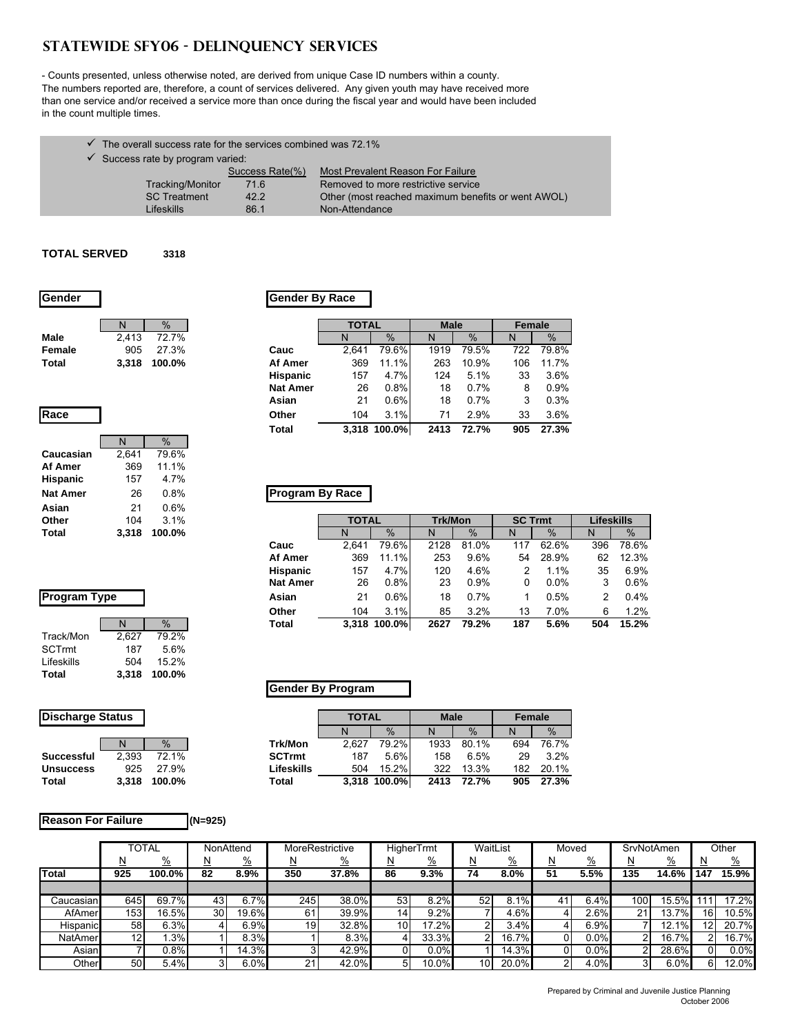# STATEWIDE SFY06 - DELINQUENCY SERVICES

- Counts presented, unless otherwise noted, are derived from unique Case ID numbers within a county. The numbers reported are, therefore, a count of services delivered. Any given youth may have received more than one service and/or received a service more than once during the fiscal year and would have been included in the count multiple times.

- ✓ The overall success rate for the services combined was 72.1%
- ✓ Success rate by program varied:

| | Success Rate(%) | Most Prevalent Reason For Failure |
|---|---|---|
| Tracking/Monitor | 71.6 | Removed to more restrictive service |
| SC Treatment | 42.2 | Other (most reached maximum benefits or went AWOL) |
| Lifeskills | 86.1 | Non-Attendance |

**TOTAL SERVED 3318**

### Gender

| | N | % |
|---|---|---|
| **Male** | 2,413 | 72.7% |
| **Female** | 905 | 27.3% |
| **Total** | **3,318** | **100.0%** |

### Gender By Race

| | TOTAL | | Male | | Female | |
|---|---|---|---|---|---|---|
| | N | % | N | % | N | % |
| **Cauc** | 2,641 | 79.6% | 1919 | 79.5% | 722 | 79.8% |
| **Af Amer** | 369 | 11.1% | 263 | 10.9% | 106 | 11.7% |
| **Hispanic** | 157 | 4.7% | 124 | 5.1% | 33 | 3.6% |
| **Nat Amer** | 26 | 0.8% | 18 | 0.7% | 8 | 0.9% |
| **Asian** | 21 | 0.6% | 18 | 0.7% | 3 | 0.3% |
| **Other** | 104 | 3.1% | 71 | 2.9% | 33 | 3.6% |
| **Total** | **3,318** | **100.0%** | **2413** | **72.7%** | **905** | **27.3%** |

### Race

| | N | % |
|---|---|---|
| **Caucasian** | 2,641 | 79.6% |
| **Af Amer** | 369 | 11.1% |
| **Hispanic** | 157 | 4.7% |
| **Nat Amer** | 26 | 0.8% |
| **Asian** | 21 | 0.6% |
| **Other** | 104 | 3.1% |
| **Total** | **3,318** | **100.0%** |

### Program By Race

| | TOTAL | | Trk/Mon | | SC Trmt | | Lifeskills | |
|---|---|---|---|---|---|---|---|---|
| | N | % | N | % | N | % | N | % |
| **Cauc** | 2,641 | 79.6% | 2128 | 81.0% | 117 | 62.6% | 396 | 78.6% |
| **Af Amer** | 369 | 11.1% | 253 | 9.6% | 54 | 28.9% | 62 | 12.3% |
| **Hispanic** | 157 | 4.7% | 120 | 4.6% | 2 | 1.1% | 35 | 6.9% |
| **Nat Amer** | 26 | 0.8% | 23 | 0.9% | 0 | 0.0% | 3 | 0.6% |
| **Asian** | 21 | 0.6% | 18 | 0.7% | 1 | 0.5% | 2 | 0.4% |
| **Other** | 104 | 3.1% | 85 | 3.2% | 13 | 7.0% | 6 | 1.2% |
| **Total** | **3,318** | **100.0%** | **2627** | **79.2%** | **187** | **5.6%** | **504** | **15.2%** |

### Program Type

| | N | % |
|---|---|---|
| Track/Mon | 2,627 | 79.2% |
| SCTrmt | 187 | 5.6% |
| Lifeskills | 504 | 15.2% |
| **Total** | **3,318** | **100.0%** |

### Gender By Program

| | TOTAL | | Male | | Female | |
|---|---|---|---|---|---|---|
| | N | % | N | % | N | % |
| **Trk/Mon** | 2,627 | 79.2% | 1933 | 80.1% | 694 | 76.7% |
| **SCTrmt** | 187 | 5.6% | 158 | 6.5% | 29 | 3.2% |
| **Lifeskills** | 504 | 15.2% | 322 | 13.3% | 182 | 20.1% |
| **Total** | **3,318** | **100.0%** | **2413** | **72.7%** | **905** | **27.3%** |

### Discharge Status

| | N | % |
|---|---|---|
| **Successful** | 2,393 | 72.1% |
| **Unsuccess** | 925 | 27.9% |
| **Total** | **3,318** | **100.0%** |

### Reason For Failure (N=925)

| | TOTAL | | NonAttend | | MoreRestrictive | | HigherTrmt | | WaitList | | Moved | | SrvNotAmen | | Other | |
|---|---|---|---|---|---|---|---|---|---|---|---|---|---|---|---|---|
| | N | % | N | % | N | % | N | % | N | % | N | % | N | % | N | % |
| **Total** | **925** | **100.0%** | **82** | **8.9%** | **350** | **37.8%** | **86** | **9.3%** | **74** | **8.0%** | **51** | **5.5%** | **135** | **14.6%** | **147** | **15.9%** |
| Caucasian | 645 | 69.7% | 43 | 6.7% | 245 | 38.0% | 53 | 8.2% | 52 | 8.1% | 41 | 6.4% | 100 | 15.5% | 111 | 17.2% |
| AfAmer | 153 | 16.5% | 30 | 19.6% | 61 | 39.9% | 14 | 9.2% | 7 | 4.6% | 4 | 2.6% | 21 | 13.7% | 16 | 10.5% |
| Hispanic | 58 | 6.3% | 4 | 6.9% | 19 | 32.8% | 10 | 17.2% | 2 | 3.4% | 4 | 6.9% | 7 | 12.1% | 12 | 20.7% |
| NatAmer | 12 | 1.3% | 1 | 8.3% | 1 | 8.3% | 4 | 33.3% | 2 | 16.7% | 0 | 0.0% | 2 | 16.7% | 2 | 16.7% |
| Asian | 7 | 0.8% | 1 | 14.3% | 3 | 42.9% | 0 | 0.0% | 1 | 14.3% | 0 | 0.0% | 2 | 28.6% | 0 | 0.0% |
| Other | 50 | 5.4% | 3 | 6.0% | 21 | 42.0% | 5 | 10.0% | 10 | 20.0% | 2 | 4.0% | 3 | 6.0% | 6 | 12.0% |

Prepared by Criminal and Juvenile Justice Planning
October 2006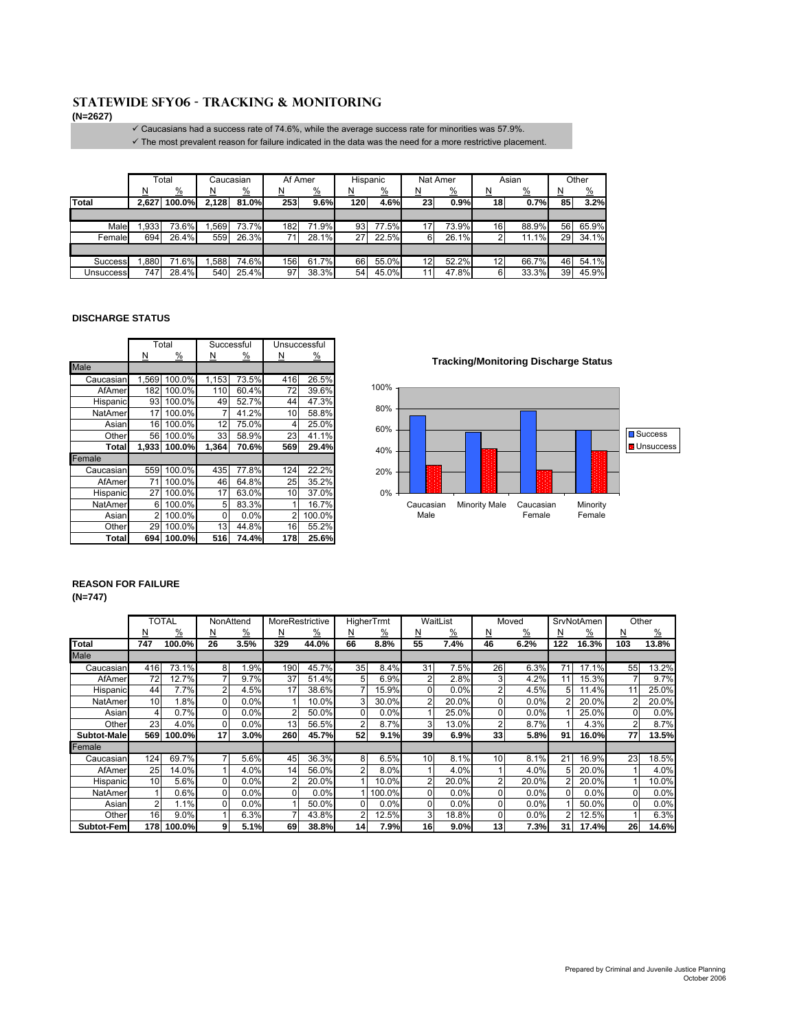# STATEWIDE SFY06 - TRACKING & MONITORING

**(N=2627)**

- ✓ Caucasians had a success rate of 74.6%, while the average success rate for minorities was 57.9%.
- ✓ The most prevalent reason for failure indicated in the data was the need for a more restrictive placement.

| | Total | | Caucasian | | Af Amer | | Hispanic | | Nat Amer | | Asian | | Other | |
|---|---|---|---|---|---|---|---|---|---|---|---|---|---|---|
| | N | % | N | % | N | % | N | % | N | % | N | % | N | % |
| **Total** | **2,627** | **100.0%** | **2,128** | **81.0%** | **253** | **9.6%** | **120** | **4.6%** | **23** | **0.9%** | **18** | **0.7%** | **85** | **3.2%** |
| Male | 1,933 | 73.6% | 1,569 | 73.7% | 182 | 71.9% | 93 | 77.5% | 17 | 73.9% | 16 | 88.9% | 56 | 65.9% |
| Female | 694 | 26.4% | 559 | 26.3% | 71 | 28.1% | 27 | 22.5% | 6 | 26.1% | 2 | 11.1% | 29 | 34.1% |
| Success | 1,880 | 71.6% | 1,588 | 74.6% | 156 | 61.7% | 66 | 55.0% | 12 | 52.2% | 12 | 66.7% | 46 | 54.1% |
| Unsuccess | 747 | 28.4% | 540 | 25.4% | 97 | 38.3% | 54 | 45.0% | 11 | 47.8% | 6 | 33.3% | 39 | 45.9% |

### DISCHARGE STATUS

| | Total | | Successful | | Unsuccessful | |
|---|---|---|---|---|---|---|
| | N | % | N | % | N | % |
| Male | | | | | | |
| Caucasian | 1,569 | 100.0% | 1,153 | 73.5% | 416 | 26.5% |
| AfAmer | 182 | 100.0% | 110 | 60.4% | 72 | 39.6% |
| Hispanic | 93 | 100.0% | 49 | 52.7% | 44 | 47.3% |
| NatAmer | 17 | 100.0% | 7 | 41.2% | 10 | 58.8% |
| Asian | 16 | 100.0% | 12 | 75.0% | 4 | 25.0% |
| Other | 56 | 100.0% | 33 | 58.9% | 23 | 41.1% |
| **Total** | **1,933** | **100.0%** | **1,364** | **70.6%** | **569** | **29.4%** |
| Female | | | | | | |
| Caucasian | 559 | 100.0% | 435 | 77.8% | 124 | 22.2% |
| AfAmer | 71 | 100.0% | 46 | 64.8% | 25 | 35.2% |
| Hispanic | 27 | 100.0% | 17 | 63.0% | 10 | 37.0% |
| NatAmer | 6 | 100.0% | 5 | 83.3% | 1 | 16.7% |
| Asian | 2 | 100.0% | 0 | 0.0% | 2 | 100.0% |
| Other | 29 | 100.0% | 13 | 44.8% | 16 | 55.2% |
| **Total** | **694** | **100.0%** | **516** | **74.4%** | **178** | **25.6%** |

**Tracking/Monitoring Discharge Status**

### REASON FOR FAILURE

**(N=747)**

| | TOTAL | | NonAttend | | MoreRestrictive | | HigherTrmt | | WaitList | | Moved | | SrvNotAmen | | Other | |
|---|---|---|---|---|---|---|---|---|---|---|---|---|---|---|---|---|
| | N | % | N | % | N | % | N | % | N | % | N | % | N | % | N | % |
| **Total** | **747** | **100.0%** | **26** | **3.5%** | **329** | **44.0%** | **66** | **8.8%** | **55** | **7.4%** | **46** | **6.2%** | **122** | **16.3%** | **103** | **13.8%** |
| Male | | | | | | | | | | | | | | | | |
| Caucasian | 416 | 73.1% | 8 | 1.9% | 190 | 45.7% | 35 | 8.4% | 31 | 7.5% | 26 | 6.3% | 71 | 17.1% | 55 | 13.2% |
| AfAmer | 72 | 12.7% | 7 | 9.7% | 37 | 51.4% | 5 | 6.9% | 2 | 2.8% | 3 | 4.2% | 11 | 15.3% | 7 | 9.7% |
| Hispanic | 44 | 7.7% | 2 | 4.5% | 17 | 38.6% | 7 | 15.9% | 0 | 0.0% | 2 | 4.5% | 5 | 11.4% | 11 | 25.0% |
| NatAmer | 10 | 1.8% | 0 | 0.0% | 1 | 10.0% | 3 | 30.0% | 2 | 20.0% | 0 | 0.0% | 2 | 20.0% | 2 | 20.0% |
| Asian | 4 | 0.7% | 0 | 0.0% | 2 | 50.0% | 0 | 0.0% | 1 | 25.0% | 0 | 0.0% | 1 | 25.0% | 0 | 0.0% |
| Other | 23 | 4.0% | 0 | 0.0% | 13 | 56.5% | 2 | 8.7% | 3 | 13.0% | 2 | 8.7% | 1 | 4.3% | 2 | 8.7% |
| **Subtot-Male** | **569** | **100.0%** | **17** | **3.0%** | **260** | **45.7%** | **52** | **9.1%** | **39** | **6.9%** | **33** | **5.8%** | **91** | **16.0%** | **77** | **13.5%** |
| Female | | | | | | | | | | | | | | | | |
| Caucasian | 124 | 69.7% | 7 | 5.6% | 45 | 36.3% | 8 | 6.5% | 10 | 8.1% | 10 | 8.1% | 21 | 16.9% | 23 | 18.5% |
| AfAmer | 25 | 14.0% | 1 | 4.0% | 14 | 56.0% | 2 | 8.0% | 1 | 4.0% | 1 | 4.0% | 5 | 20.0% | 1 | 4.0% |
| Hispanic | 10 | 5.6% | 0 | 0.0% | 2 | 20.0% | 1 | 10.0% | 2 | 20.0% | 2 | 20.0% | 2 | 20.0% | 1 | 10.0% |
| NatAmer | 1 | 0.6% | 0 | 0.0% | 0 | 0.0% | 1 | 100.0% | 0 | 0.0% | 0 | 0.0% | 0 | 0.0% | 0 | 0.0% |
| Asian | 2 | 1.1% | 0 | 0.0% | 1 | 50.0% | 0 | 0.0% | 0 | 0.0% | 0 | 0.0% | 1 | 50.0% | 0 | 0.0% |
| Other | 16 | 9.0% | 1 | 6.3% | 7 | 43.8% | 2 | 12.5% | 3 | 18.8% | 0 | 0.0% | 2 | 12.5% | 1 | 6.3% |
| **Subtot-Fem** | **178** | **100.0%** | **9** | **5.1%** | **69** | **38.8%** | **14** | **7.9%** | **16** | **9.0%** | **13** | **7.3%** | **31** | **17.4%** | **26** | **14.6%** |

Prepared by Criminal and Juvenile Justice Planning
October 2006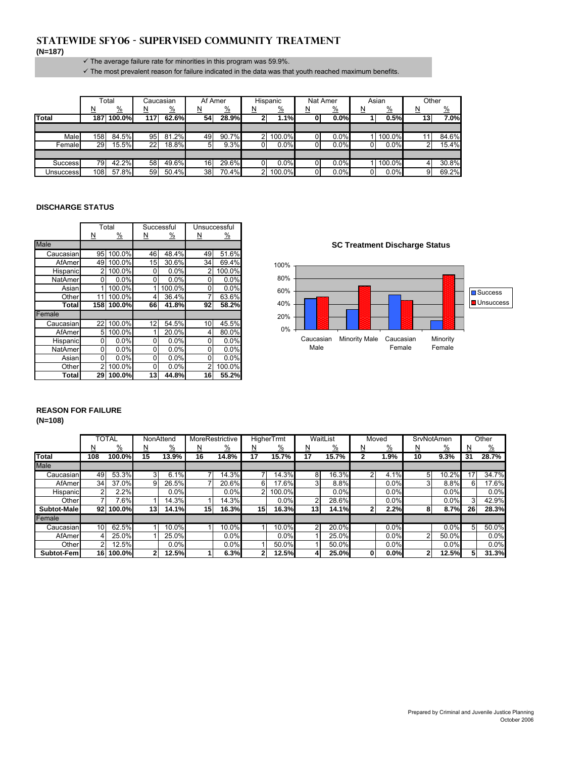# STATEWIDE SFY06 - SUPERVISED COMMUNITY TREATMENT

**(N=187)**

- ✓ The average failure rate for minorities in this program was 59.9%.
- ✓ The most prevalent reason for failure indicated in the data was that youth reached maximum benefits.

| | Total | | Caucasian | | Af Amer | | Hispanic | | Nat Amer | | Asian | | Other | |
|---|---|---|---|---|---|---|---|---|---|---|---|---|---|---|
| | N | % | N | % | N | % | N | % | N | % | N | % | N | % |
| **Total** | **187** | **100.0%** | **117** | **62.6%** | **54** | **28.9%** | **2** | **1.1%** | **0** | **0.0%** | **1** | **0.5%** | **13** | **7.0%** |
| Male | 158 | 84.5% | 95 | 81.2% | 49 | 90.7% | 2 | 100.0% | 0 | 0.0% | 1 | 100.0% | 11 | 84.6% |
| Female | 29 | 15.5% | 22 | 18.8% | 5 | 9.3% | 0 | 0.0% | 0 | 0.0% | 0 | 0.0% | 2 | 15.4% |
| Success | 79 | 42.2% | 58 | 49.6% | 16 | 29.6% | 0 | 0.0% | 0 | 0.0% | 1 | 100.0% | 4 | 30.8% |
| Unsuccess | 108 | 57.8% | 59 | 50.4% | 38 | 70.4% | 2 | 100.0% | 0 | 0.0% | 0 | 0.0% | 9 | 69.2% |

### DISCHARGE STATUS

| | Total | | Successful | | Unsuccessful | |
|---|---|---|---|---|---|---|
| | N | % | N | % | N | % |
| Male | | | | | | |
| Caucasian | 95 | 100.0% | 46 | 48.4% | 49 | 51.6% |
| AfAmer | 49 | 100.0% | 15 | 30.6% | 34 | 69.4% |
| Hispanic | 2 | 100.0% | 0 | 0.0% | 2 | 100.0% |
| NatAmer | 0 | 0.0% | 0 | 0.0% | 0 | 0.0% |
| Asian | 1 | 100.0% | 1 | 100.0% | 0 | 0.0% |
| Other | 11 | 100.0% | 4 | 36.4% | 7 | 63.6% |
| **Total** | **158** | **100.0%** | **66** | **41.8%** | **92** | **58.2%** |
| Female | | | | | | |
| Caucasian | 22 | 100.0% | 12 | 54.5% | 10 | 45.5% |
| AfAmer | 5 | 100.0% | 1 | 20.0% | 4 | 80.0% |
| Hispanic | 0 | 0.0% | 0 | 0.0% | 0 | 0.0% |
| NatAmer | 0 | 0.0% | 0 | 0.0% | 0 | 0.0% |
| Asian | 0 | 0.0% | 0 | 0.0% | 0 | 0.0% |
| Other | 2 | 100.0% | 0 | 0.0% | 2 | 100.0% |
| **Total** | **29** | **100.0%** | **13** | **44.8%** | **16** | **55.2%** |

**SC Treatment Discharge Status**

| | Success | Unsuccess |
|---|---|---|
| Caucasian Male | 48.4% | 51.6% |
| Minority Male | 31.9% | 68.1% |
| Caucasian Female | 54.5% | 45.5% |
| Minority Female | 14.3% | 85.7% |

### REASON FOR FAILURE

**(N=108)**

| | TOTAL | | NonAttend | | MoreRestrictive | | HigherTrmt | | WaitList | | Moved | | SrvNotAmen | | Other | |
|---|---|---|---|---|---|---|---|---|---|---|---|---|---|---|---|---|
| | N | % | N | % | N | % | N | % | N | % | N | % | N | % | N | % |
| **Total** | **108** | **100.0%** | **15** | **13.9%** | **16** | **14.8%** | **17** | **15.7%** | **17** | **15.7%** | **2** | **1.9%** | **10** | **9.3%** | **31** | **28.7%** |
| Male | | | | | | | | | | | | | | | | |
| Caucasian | 49 | 53.3% | 3 | 6.1% | 7 | 14.3% | 7 | 14.3% | 8 | 16.3% | 2 | 4.1% | 5 | 10.2% | 17 | 34.7% |
| AfAmer | 34 | 37.0% | 9 | 26.5% | 7 | 20.6% | 6 | 17.6% | 3 | 8.8% | | 0.0% | 3 | 8.8% | 6 | 17.6% |
| Hispanic | 2 | 2.2% | | 0.0% | | 0.0% | 2 | 100.0% | | 0.0% | | 0.0% | | 0.0% | | 0.0% |
| Other | 7 | 7.6% | 1 | 14.3% | 1 | 14.3% | | 0.0% | 2 | 28.6% | | 0.0% | | 0.0% | 3 | 42.9% |
| **Subtot-Male** | **92** | **100.0%** | **13** | **14.1%** | **15** | **16.3%** | **15** | **16.3%** | **13** | **14.1%** | **2** | **2.2%** | **8** | **8.7%** | **26** | **28.3%** |
| Female | | | | | | | | | | | | | | | | |
| Caucasian | 10 | 62.5% | 1 | 10.0% | 1 | 10.0% | 1 | 10.0% | 2 | 20.0% | | 0.0% | | 0.0% | 5 | 50.0% |
| AfAmer | 4 | 25.0% | 1 | 25.0% | | 0.0% | | 0.0% | 1 | 25.0% | | 0.0% | 2 | 50.0% | | 0.0% |
| Other | 2 | 12.5% | | 0.0% | | 0.0% | 1 | 50.0% | 1 | 50.0% | | 0.0% | | 0.0% | | 0.0% |
| **Subtot-Fem** | **16** | **100.0%** | **2** | **12.5%** | **1** | **6.3%** | **2** | **12.5%** | **4** | **25.0%** | **0** | **0.0%** | **2** | **12.5%** | **5** | **31.3%** |

Prepared by Criminal and Juvenile Justice Planning
October 2006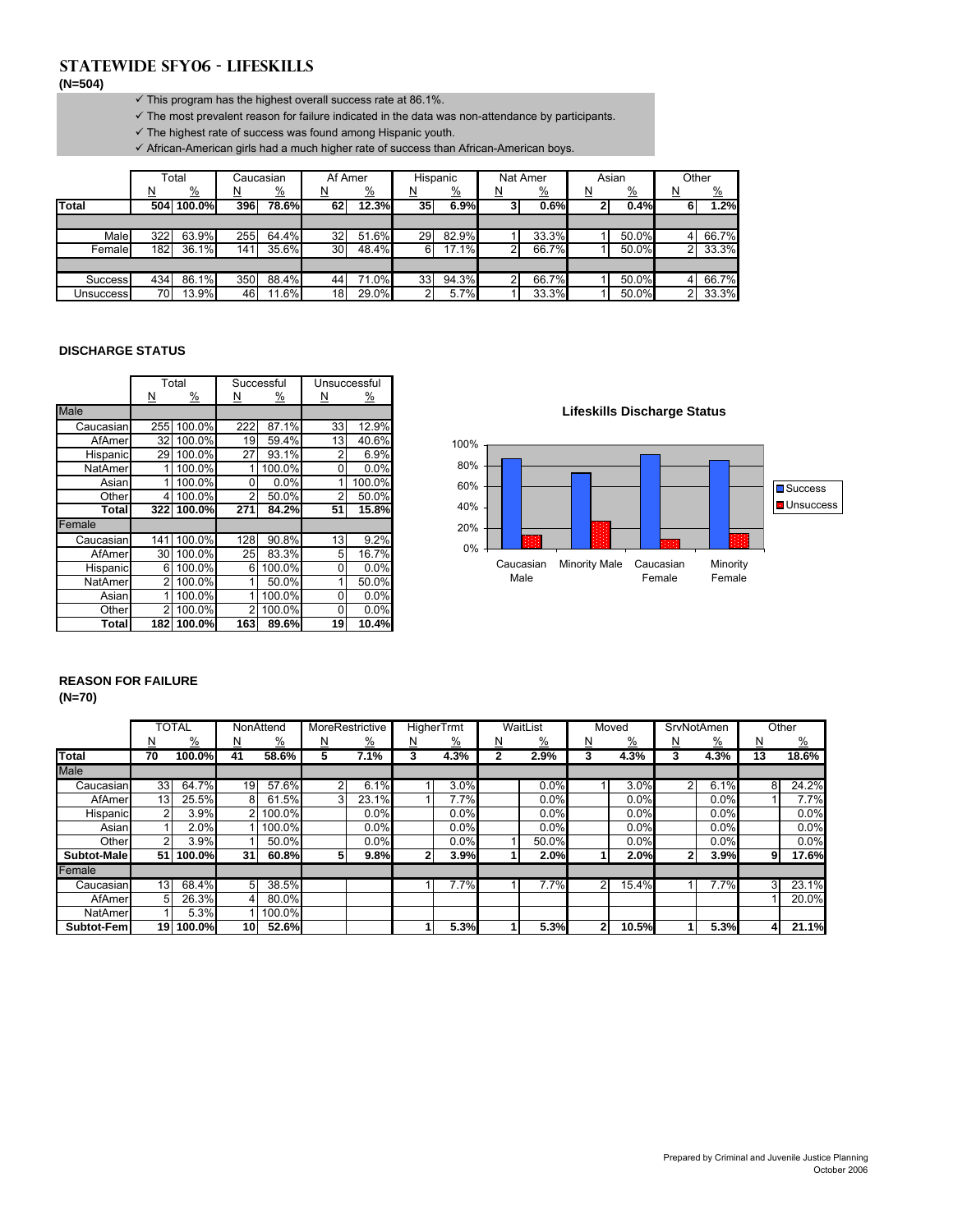# STATEWIDE SFY06 - LIFESKILLS

**(N=504)**

- ✓ This program has the highest overall success rate at 86.1%.
- ✓ The most prevalent reason for failure indicated in the data was non-attendance by participants.
- ✓ The highest rate of success was found among Hispanic youth.
- ✓ African-American girls had a much higher rate of success than African-American boys.

| | Total | | Caucasian | | Af Amer | | Hispanic | | Nat Amer | | Asian | | Other | |
|---|---|---|---|---|---|---|---|---|---|---|---|---|---|---|
| | N | % | N | % | N | % | N | % | N | % | N | % | N | % |
| **Total** | **504** | **100.0%** | **396** | **78.6%** | **62** | **12.3%** | **35** | **6.9%** | **3** | **0.6%** | **2** | **0.4%** | **6** | **1.2%** |
| Male | 322 | 63.9% | 255 | 64.4% | 32 | 51.6% | 29 | 82.9% | 1 | 33.3% | 1 | 50.0% | 4 | 66.7% |
| Female | 182 | 36.1% | 141 | 35.6% | 30 | 48.4% | 6 | 17.1% | 2 | 66.7% | 1 | 50.0% | 2 | 33.3% |
| Success | 434 | 86.1% | 350 | 88.4% | 44 | 71.0% | 33 | 94.3% | 2 | 66.7% | 1 | 50.0% | 4 | 66.7% |
| Unsuccess | 70 | 13.9% | 46 | 11.6% | 18 | 29.0% | 2 | 5.7% | 1 | 33.3% | 1 | 50.0% | 2 | 33.3% |

## DISCHARGE STATUS

| | Total | | Successful | | Unsuccessful | |
|---|---|---|---|---|---|---|
| | N | % | N | % | N | % |
| Male | | | | | | |
| Caucasian | 255 | 100.0% | 222 | 87.1% | 33 | 12.9% |
| AfAmer | 32 | 100.0% | 19 | 59.4% | 13 | 40.6% |
| Hispanic | 29 | 100.0% | 27 | 93.1% | 2 | 6.9% |
| NatAmer | 1 | 100.0% | 1 | 100.0% | 0 | 0.0% |
| Asian | 1 | 100.0% | 0 | 0.0% | 1 | 100.0% |
| Other | 4 | 100.0% | 2 | 50.0% | 2 | 50.0% |
| **Total** | **322** | **100.0%** | **271** | **84.2%** | **51** | **15.8%** |
| Female | | | | | | |
| Caucasian | 141 | 100.0% | 128 | 90.8% | 13 | 9.2% |
| AfAmer | 30 | 100.0% | 25 | 83.3% | 5 | 16.7% |
| Hispanic | 6 | 100.0% | 6 | 100.0% | 0 | 0.0% |
| NatAmer | 2 | 100.0% | 1 | 50.0% | 1 | 50.0% |
| Asian | 1 | 100.0% | 1 | 100.0% | 0 | 0.0% |
| Other | 2 | 100.0% | 2 | 100.0% | 0 | 0.0% |
| **Total** | **182** | **100.0%** | **163** | **89.6%** | **19** | **10.4%** |

**Lifeskills Discharge Status**

## REASON FOR FAILURE

**(N=70)**

| | TOTAL | | NonAttend | | MoreRestrictive | | HigherTrmt | | WaitList | | Moved | | SrvNotAmen | | Other | |
|---|---|---|---|---|---|---|---|---|---|---|---|---|---|---|---|---|
| | N | % | N | % | N | % | N | % | N | % | N | % | N | % | N | % |
| **Total** | **70** | **100.0%** | **41** | **58.6%** | **5** | **7.1%** | **3** | **4.3%** | **2** | **2.9%** | **3** | **4.3%** | **3** | **4.3%** | **13** | **18.6%** |
| Male | | | | | | | | | | | | | | | | |
| Caucasian | 33 | 64.7% | 19 | 57.6% | 2 | 6.1% | 1 | 3.0% | | 0.0% | 1 | 3.0% | 2 | 6.1% | 8 | 24.2% |
| AfAmer | 13 | 25.5% | 8 | 61.5% | 3 | 23.1% | 1 | 7.7% | | 0.0% | | 0.0% | | 0.0% | 1 | 7.7% |
| Hispanic | 2 | 3.9% | 2 | 100.0% | | 0.0% | | 0.0% | | 0.0% | | 0.0% | | 0.0% | | 0.0% |
| Asian | 1 | 2.0% | 1 | 100.0% | | 0.0% | | 0.0% | | 0.0% | | 0.0% | | 0.0% | | 0.0% |
| Other | 2 | 3.9% | 1 | 50.0% | | 0.0% | | 0.0% | 1 | 50.0% | | 0.0% | | 0.0% | | 0.0% |
| **Subtot-Male** | **51** | **100.0%** | **31** | **60.8%** | **5** | **9.8%** | **2** | **3.9%** | **1** | **2.0%** | **1** | **2.0%** | **2** | **3.9%** | **9** | **17.6%** |
| Female | | | | | | | | | | | | | | | | |
| Caucasian | 13 | 68.4% | 5 | 38.5% | | | 1 | 7.7% | 1 | 7.7% | 2 | 15.4% | 1 | 7.7% | 3 | 23.1% |
| AfAmer | 5 | 26.3% | 4 | 80.0% | | | | | | | | | | | 1 | 20.0% |
| NatAmer | 1 | 5.3% | 1 | 100.0% | | | | | | | | | | | | |
| **Subtot-Fem** | **19** | **100.0%** | **10** | **52.6%** | | | **1** | **5.3%** | **1** | **5.3%** | **2** | **10.5%** | **1** | **5.3%** | **4** | **21.1%** |

Prepared by Criminal and Juvenile Justice Planning
October 2006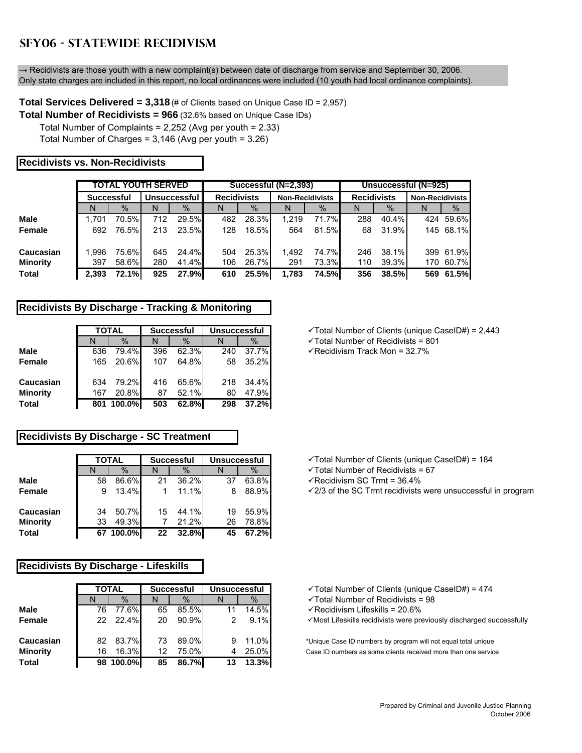# SFY06 - Statewide Recidivism

→ Recidivists are those youth with a new complaint(s) between date of discharge from service and September 30, 2006. Only state charges are included in this report, no local ordinances were included (10 youth had local ordinance complaints).

**Total Services Delivered = 3,318** (# of Clients based on Unique Case ID = 2,957)

**Total Number of Recidivists = 966** (32.6% based on Unique Case IDs)

Total Number of Complaints = 2,252 (Avg per youth = 2.33)

Total Number of Charges = 3,146 (Avg per youth = 3.26)

## Recidivists vs. Non-Recidivists

| | TOTAL YOUTH SERVED | | | | Successful (N=2,393) | | | | Unsuccessful (N=925) | | | |
|---|---|---|---|---|---|---|---|---|---|---|---|---|
| | Successful | | Unsuccessful | | Recidivists | | Non-Recidivists | | Recidivists | | Non-Recidivists | |
| | N | % | N | % | N | % | N | % | N | % | N | % |
| **Male** | 1,701 | 70.5% | 712 | 29.5% | 482 | 28.3% | 1,219 | 71.7% | 288 | 40.4% | 424 | 59.6% |
| **Female** | 692 | 76.5% | 213 | 23.5% | 128 | 18.5% | 564 | 81.5% | 68 | 31.9% | 145 | 68.1% |
| **Caucasian** | 1,996 | 75.6% | 645 | 24.4% | 504 | 25.3% | 1,492 | 74.7% | 246 | 38.1% | 399 | 61.9% |
| **Minority** | 397 | 58.6% | 280 | 41.4% | 106 | 26.7% | 291 | 73.3% | 110 | 39.3% | 170 | 60.7% |
| **Total** | **2,393** | **72.1%** | **925** | **27.9%** | **610** | **25.5%** | **1,783** | **74.5%** | **356** | **38.5%** | **569** | **61.5%** |

## Recidivists By Discharge - Tracking & Monitoring

| | TOTAL | | Successful | | Unsuccessful | |
|---|---|---|---|---|---|---|
| | N | % | N | % | N | % |
| **Male** | 636 | 79.4% | 396 | 62.3% | 240 | 37.7% |
| **Female** | 165 | 20.6% | 107 | 64.8% | 58 | 35.2% |
| **Caucasian** | 634 | 79.2% | 416 | 65.6% | 218 | 34.4% |
| **Minority** | 167 | 20.8% | 87 | 52.1% | 80 | 47.9% |
| **Total** | **801** | **100.0%** | **503** | **62.8%** | **298** | **37.2%** |

- ✓Total Number of Clients (unique CaseID#) = 2,443
- ✓Total Number of Recidivists = 801
- ✓Recidivism Track Mon = 32.7%

## Recidivists By Discharge - SC Treatment

| | TOTAL | | Successful | | Unsuccessful | |
|---|---|---|---|---|---|---|
| | N | % | N | % | N | % |
| **Male** | 58 | 86.6% | 21 | 36.2% | 37 | 63.8% |
| **Female** | 9 | 13.4% | 1 | 11.1% | 8 | 88.9% |
| **Caucasian** | 34 | 50.7% | 15 | 44.1% | 19 | 55.9% |
| **Minority** | 33 | 49.3% | 7 | 21.2% | 26 | 78.8% |
| **Total** | **67** | **100.0%** | **22** | **32.8%** | **45** | **67.2%** |

- ✓Total Number of Clients (unique CaseID#) = 184
- ✓Total Number of Recidivists = 67
- ✓Recidivism SC Trmt = 36.4%
- ✓2/3 of the SC Trmt recidivists were unsuccessful in program

## Recidivists By Discharge - Lifeskills

| | TOTAL | | Successful | | Unsuccessful | |
|---|---|---|---|---|---|---|
| | N | % | N | % | N | % |
| **Male** | 76 | 77.6% | 65 | 85.5% | 11 | 14.5% |
| **Female** | 22 | 22.4% | 20 | 90.9% | 2 | 9.1% |
| **Caucasian** | 82 | 83.7% | 73 | 89.0% | 9 | 11.0% |
| **Minority** | 16 | 16.3% | 12 | 75.0% | 4 | 25.0% |
| **Total** | **98** | **100.0%** | **85** | **86.7%** | **13** | **13.3%** |

- ✓Total Number of Clients (unique CaseID#) = 474
- ✓Total Number of Recidivists = 98
- ✓Recidivism Lifeskills = 20.6%
- ✓Most Lifeskills recidivists were previously discharged successfully

*Unique Case ID numbers by program will not equal total unique Case ID numbers as some clients received more than one service

Prepared by Criminal and Juvenile Justice Planning
October 2006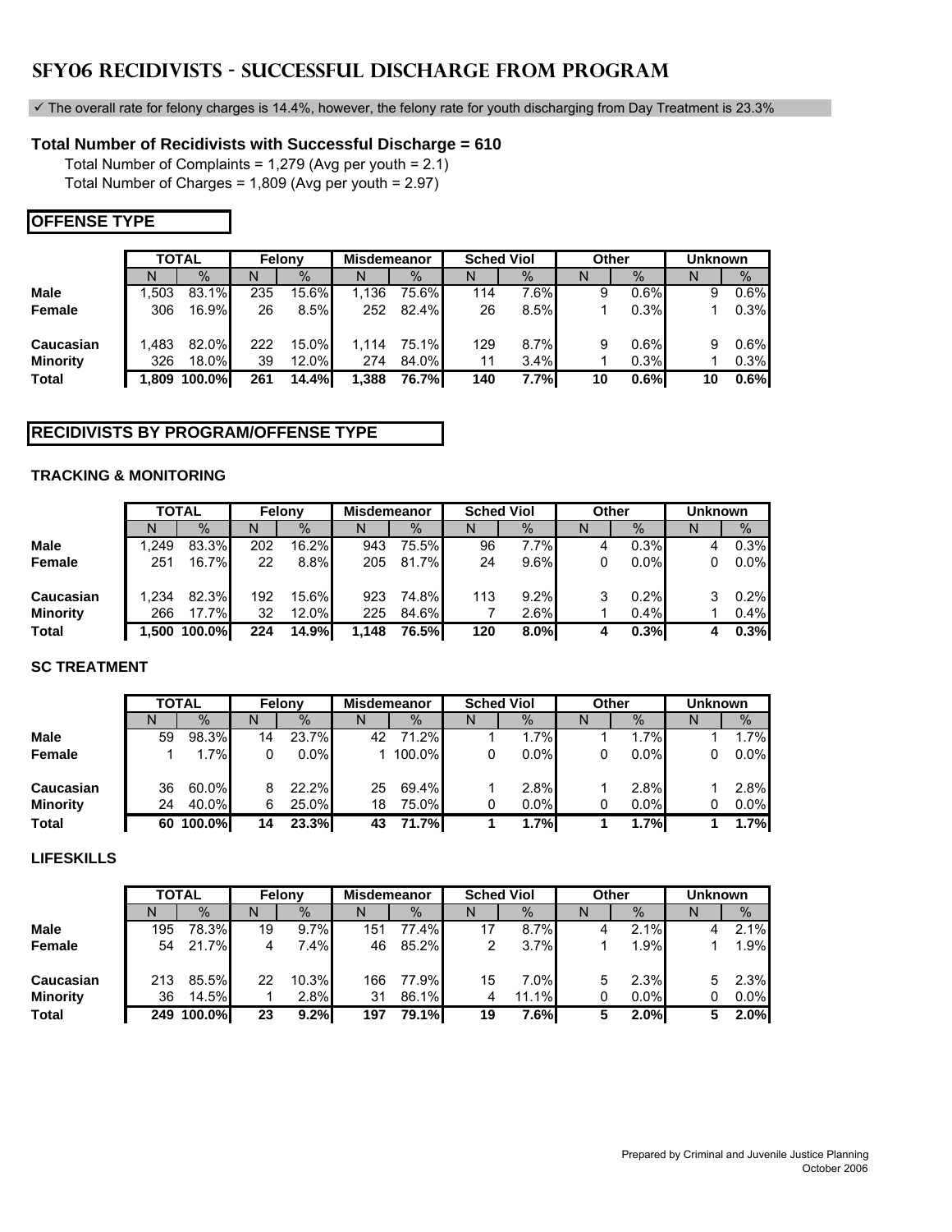# SFY06 RECIDIVISTS - SUCCESSFUL DISCHARGE FROM PROGRAM

✓ The overall rate for felony charges is 14.4%, however, the felony rate for youth discharging from Day Treatment is 23.3%

**Total Number of Recidivists with Successful Discharge = 610**

Total Number of Complaints = 1,279 (Avg per youth = 2.1)

Total Number of Charges = 1,809 (Avg per youth = 2.97)

## OFFENSE TYPE

| | TOTAL | | Felony | | Misdemeanor | | Sched Viol | | Other | | Unknown | |
|---|---|---|---|---|---|---|---|---|---|---|---|---|
| | N | % | N | % | N | % | N | % | N | % | N | % |
| **Male** | 1,503 | 83.1% | 235 | 15.6% | 1,136 | 75.6% | 114 | 7.6% | 9 | 0.6% | 9 | 0.6% |
| **Female** | 306 | 16.9% | 26 | 8.5% | 252 | 82.4% | 26 | 8.5% | 1 | 0.3% | 1 | 0.3% |
| **Caucasian** | 1,483 | 82.0% | 222 | 15.0% | 1,114 | 75.1% | 129 | 8.7% | 9 | 0.6% | 9 | 0.6% |
| **Minority** | 326 | 18.0% | 39 | 12.0% | 274 | 84.0% | 11 | 3.4% | 1 | 0.3% | 1 | 0.3% |
| **Total** | **1,809** | **100.0%** | **261** | **14.4%** | **1,388** | **76.7%** | **140** | **7.7%** | **10** | **0.6%** | **10** | **0.6%** |

## RECIDIVISTS BY PROGRAM/OFFENSE TYPE

### TRACKING & MONITORING

| | TOTAL | | Felony | | Misdemeanor | | Sched Viol | | Other | | Unknown | |
|---|---|---|---|---|---|---|---|---|---|---|---|---|
| | N | % | N | % | N | % | N | % | N | % | N | % |
| **Male** | 1,249 | 83.3% | 202 | 16.2% | 943 | 75.5% | 96 | 7.7% | 4 | 0.3% | 4 | 0.3% |
| **Female** | 251 | 16.7% | 22 | 8.8% | 205 | 81.7% | 24 | 9.6% | 0 | 0.0% | 0 | 0.0% |
| **Caucasian** | 1,234 | 82.3% | 192 | 15.6% | 923 | 74.8% | 113 | 9.2% | 3 | 0.2% | 3 | 0.2% |
| **Minority** | 266 | 17.7% | 32 | 12.0% | 225 | 84.6% | 7 | 2.6% | 1 | 0.4% | 1 | 0.4% |
| **Total** | **1,500** | **100.0%** | **224** | **14.9%** | **1,148** | **76.5%** | **120** | **8.0%** | **4** | **0.3%** | **4** | **0.3%** |

### SC TREATMENT

| | TOTAL | | Felony | | Misdemeanor | | Sched Viol | | Other | | Unknown | |
|---|---|---|---|---|---|---|---|---|---|---|---|---|
| | N | % | N | % | N | % | N | % | N | % | N | % |
| **Male** | 59 | 98.3% | 14 | 23.7% | 42 | 71.2% | 1 | 1.7% | 1 | 1.7% | 1 | 1.7% |
| **Female** | 1 | 1.7% | 0 | 0.0% | 1 | 100.0% | 0 | 0.0% | 0 | 0.0% | 0 | 0.0% |
| **Caucasian** | 36 | 60.0% | 8 | 22.2% | 25 | 69.4% | 1 | 2.8% | 1 | 2.8% | 1 | 2.8% |
| **Minority** | 24 | 40.0% | 6 | 25.0% | 18 | 75.0% | 0 | 0.0% | 0 | 0.0% | 0 | 0.0% |
| **Total** | **60** | **100.0%** | **14** | **23.3%** | **43** | **71.7%** | **1** | **1.7%** | **1** | **1.7%** | **1** | **1.7%** |

### LIFESKILLS

| | TOTAL | | Felony | | Misdemeanor | | Sched Viol | | Other | | Unknown | |
|---|---|---|---|---|---|---|---|---|---|---|---|---|
| | N | % | N | % | N | % | N | % | N | % | N | % |
| **Male** | 195 | 78.3% | 19 | 9.7% | 151 | 77.4% | 17 | 8.7% | 4 | 2.1% | 4 | 2.1% |
| **Female** | 54 | 21.7% | 4 | 7.4% | 46 | 85.2% | 2 | 3.7% | 1 | 1.9% | 1 | 1.9% |
| **Caucasian** | 213 | 85.5% | 22 | 10.3% | 166 | 77.9% | 15 | 7.0% | 5 | 2.3% | 5 | 2.3% |
| **Minority** | 36 | 14.5% | 1 | 2.8% | 31 | 86.1% | 4 | 11.1% | 0 | 0.0% | 0 | 0.0% |
| **Total** | **249** | **100.0%** | **23** | **9.2%** | **197** | **79.1%** | **19** | **7.6%** | **5** | **2.0%** | **5** | **2.0%** |

Prepared by Criminal and Juvenile Justice Planning
October 2006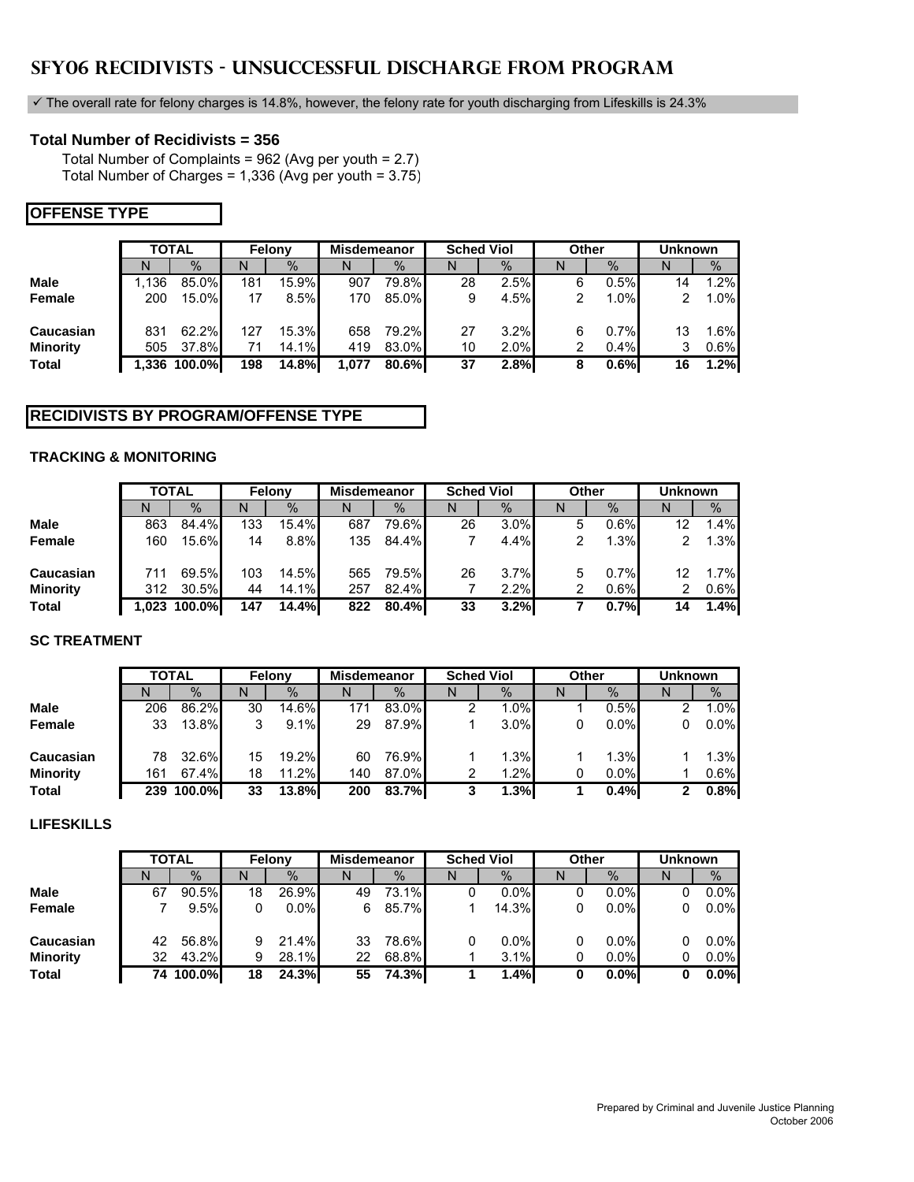# SFY06 Recidivists - Unsuccessful Discharge from Program

✓ The overall rate for felony charges is 14.8%, however, the felony rate for youth discharging from Lifeskills is 24.3%

**Total Number of Recidivists = 356**

Total Number of Complaints = 962 (Avg per youth = 2.7)
Total Number of Charges = 1,336 (Avg per youth = 3.75)

## OFFENSE TYPE

| | TOTAL | | Felony | | Misdemeanor | | Sched Viol | | Other | | Unknown | |
|---|---|---|---|---|---|---|---|---|---|---|---|---|
| | N | % | N | % | N | % | N | % | N | % | N | % |
| **Male** | 1,136 | 85.0% | 181 | 15.9% | 907 | 79.8% | 28 | 2.5% | 6 | 0.5% | 14 | 1.2% |
| **Female** | 200 | 15.0% | 17 | 8.5% | 170 | 85.0% | 9 | 4.5% | 2 | 1.0% | 2 | 1.0% |
| **Caucasian** | 831 | 62.2% | 127 | 15.3% | 658 | 79.2% | 27 | 3.2% | 6 | 0.7% | 13 | 1.6% |
| **Minority** | 505 | 37.8% | 71 | 14.1% | 419 | 83.0% | 10 | 2.0% | 2 | 0.4% | 3 | 0.6% |
| **Total** | **1,336** | **100.0%** | **198** | **14.8%** | **1,077** | **80.6%** | **37** | **2.8%** | **8** | **0.6%** | **16** | **1.2%** |

## RECIDIVISTS BY PROGRAM/OFFENSE TYPE

### TRACKING & MONITORING

| | TOTAL | | Felony | | Misdemeanor | | Sched Viol | | Other | | Unknown | |
|---|---|---|---|---|---|---|---|---|---|---|---|---|
| | N | % | N | % | N | % | N | % | N | % | N | % |
| **Male** | 863 | 84.4% | 133 | 15.4% | 687 | 79.6% | 26 | 3.0% | 5 | 0.6% | 12 | 1.4% |
| **Female** | 160 | 15.6% | 14 | 8.8% | 135 | 84.4% | 7 | 4.4% | 2 | 1.3% | 2 | 1.3% |
| **Caucasian** | 711 | 69.5% | 103 | 14.5% | 565 | 79.5% | 26 | 3.7% | 5 | 0.7% | 12 | 1.7% |
| **Minority** | 312 | 30.5% | 44 | 14.1% | 257 | 82.4% | 7 | 2.2% | 2 | 0.6% | 2 | 0.6% |
| **Total** | **1,023** | **100.0%** | **147** | **14.4%** | **822** | **80.4%** | **33** | **3.2%** | **7** | **0.7%** | **14** | **1.4%** |

### SC TREATMENT

| | TOTAL | | Felony | | Misdemeanor | | Sched Viol | | Other | | Unknown | |
|---|---|---|---|---|---|---|---|---|---|---|---|---|
| | N | % | N | % | N | % | N | % | N | % | N | % |
| **Male** | 206 | 86.2% | 30 | 14.6% | 171 | 83.0% | 2 | 1.0% | 1 | 0.5% | 2 | 1.0% |
| **Female** | 33 | 13.8% | 3 | 9.1% | 29 | 87.9% | 1 | 3.0% | 0 | 0.0% | 0 | 0.0% |
| **Caucasian** | 78 | 32.6% | 15 | 19.2% | 60 | 76.9% | 1 | 1.3% | 1 | 1.3% | 1 | 1.3% |
| **Minority** | 161 | 67.4% | 18 | 11.2% | 140 | 87.0% | 2 | 1.2% | 0 | 0.0% | 1 | 0.6% |
| **Total** | **239** | **100.0%** | **33** | **13.8%** | **200** | **83.7%** | **3** | **1.3%** | **1** | **0.4%** | **2** | **0.8%** |

### LIFESKILLS

| | TOTAL | | Felony | | Misdemeanor | | Sched Viol | | Other | | Unknown | |
|---|---|---|---|---|---|---|---|---|---|---|---|---|
| | N | % | N | % | N | % | N | % | N | % | N | % |
| **Male** | 67 | 90.5% | 18 | 26.9% | 49 | 73.1% | 0 | 0.0% | 0 | 0.0% | 0 | 0.0% |
| **Female** | 7 | 9.5% | 0 | 0.0% | 6 | 85.7% | 1 | 14.3% | 0 | 0.0% | 0 | 0.0% |
| **Caucasian** | 42 | 56.8% | 9 | 21.4% | 33 | 78.6% | 0 | 0.0% | 0 | 0.0% | 0 | 0.0% |
| **Minority** | 32 | 43.2% | 9 | 28.1% | 22 | 68.8% | 1 | 3.1% | 0 | 0.0% | 0 | 0.0% |
| **Total** | **74** | **100.0%** | **18** | **24.3%** | **55** | **74.3%** | **1** | **1.4%** | **0** | **0.0%** | **0** | **0.0%** |

Prepared by Criminal and Juvenile Justice Planning
October 2006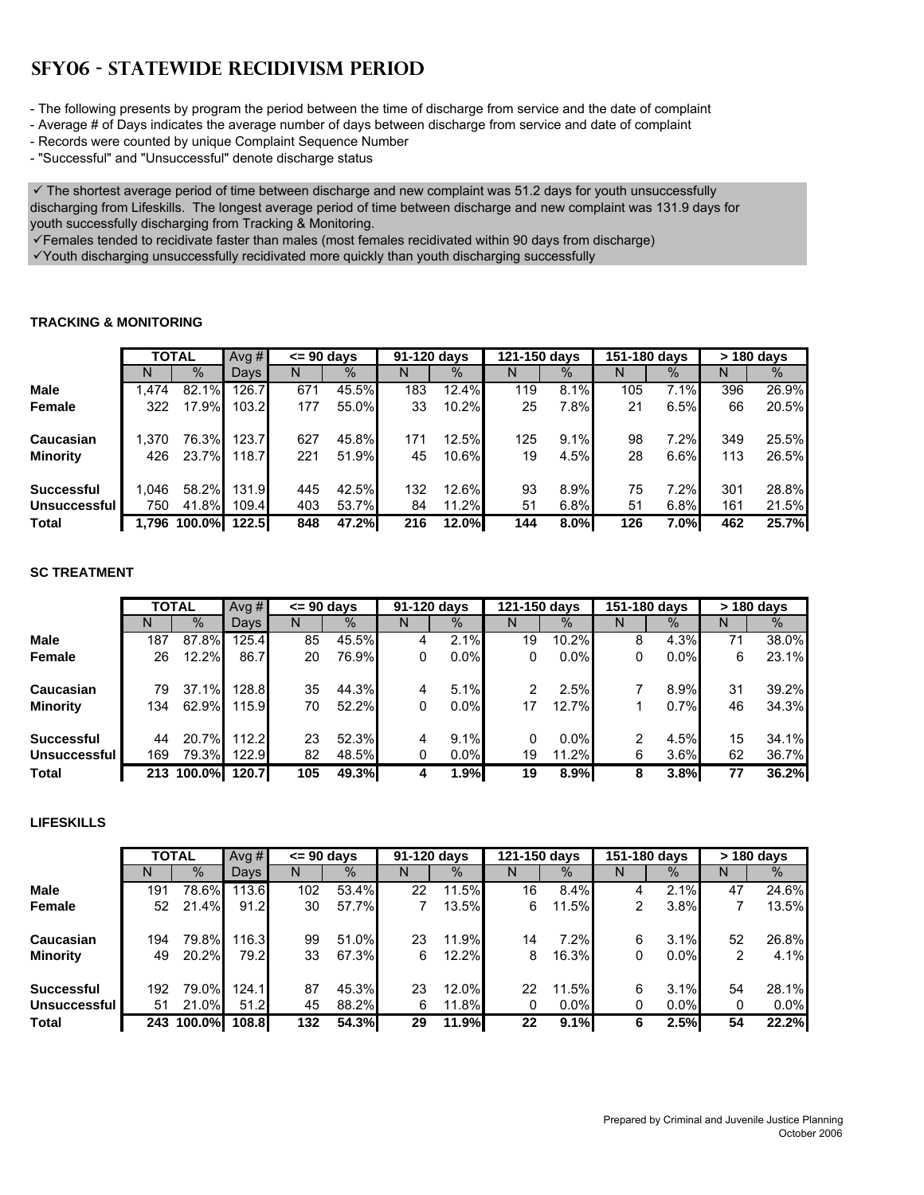# SFY06 - Statewide Recidivism Period

- The following presents by program the period between the time of discharge from service and the date of complaint
- Average # of Days indicates the average number of days between discharge from service and date of complaint
- Records were counted by unique Complaint Sequence Number
- "Successful" and "Unsuccessful" denote discharge status

✓ The shortest average period of time between discharge and new complaint was 51.2 days for youth unsuccessfully discharging from Lifeskills. The longest average period of time between discharge and new complaint was 131.9 days for youth successfully discharging from Tracking & Monitoring.
✓Females tended to recidivate faster than males (most females recidivated within 90 days from discharge)
✓Youth discharging unsuccessfully recidivated more quickly than youth discharging successfully

**TRACKING & MONITORING**

| | TOTAL | | Avg # | <= 90 days | | 91-120 days | | 121-150 days | | 151-180 days | | > 180 days | |
|---|---|---|---|---|---|---|---|---|---|---|---|---|---|
| | N | % | Days | N | % | N | % | N | % | N | % | N | % |
| **Male** | 1,474 | 82.1% | 126.7 | 671 | 45.5% | 183 | 12.4% | 119 | 8.1% | 105 | 7.1% | 396 | 26.9% |
| **Female** | 322 | 17.9% | 103.2 | 177 | 55.0% | 33 | 10.2% | 25 | 7.8% | 21 | 6.5% | 66 | 20.5% |
| **Caucasian** | 1,370 | 76.3% | 123.7 | 627 | 45.8% | 171 | 12.5% | 125 | 9.1% | 98 | 7.2% | 349 | 25.5% |
| **Minority** | 426 | 23.7% | 118.7 | 221 | 51.9% | 45 | 10.6% | 19 | 4.5% | 28 | 6.6% | 113 | 26.5% |
| **Successful** | 1,046 | 58.2% | 131.9 | 445 | 42.5% | 132 | 12.6% | 93 | 8.9% | 75 | 7.2% | 301 | 28.8% |
| **Unsuccessful** | 750 | 41.8% | 109.4 | 403 | 53.7% | 84 | 11.2% | 51 | 6.8% | 51 | 6.8% | 161 | 21.5% |
| **Total** | **1,796** | **100.0%** | **122.5** | **848** | **47.2%** | **216** | **12.0%** | **144** | **8.0%** | **126** | **7.0%** | **462** | **25.7%** |

**SC TREATMENT**

| | TOTAL | | Avg # | <= 90 days | | 91-120 days | | 121-150 days | | 151-180 days | | > 180 days | |
|---|---|---|---|---|---|---|---|---|---|---|---|---|---|
| | N | % | Days | N | % | N | % | N | % | N | % | N | % |
| **Male** | 187 | 87.8% | 125.4 | 85 | 45.5% | 4 | 2.1% | 19 | 10.2% | 8 | 4.3% | 71 | 38.0% |
| **Female** | 26 | 12.2% | 86.7 | 20 | 76.9% | 0 | 0.0% | 0 | 0.0% | 0 | 0.0% | 6 | 23.1% |
| **Caucasian** | 79 | 37.1% | 128.8 | 35 | 44.3% | 4 | 5.1% | 2 | 2.5% | 7 | 8.9% | 31 | 39.2% |
| **Minority** | 134 | 62.9% | 115.9 | 70 | 52.2% | 0 | 0.0% | 17 | 12.7% | 1 | 0.7% | 46 | 34.3% |
| **Successful** | 44 | 20.7% | 112.2 | 23 | 52.3% | 4 | 9.1% | 0 | 0.0% | 2 | 4.5% | 15 | 34.1% |
| **Unsuccessful** | 169 | 79.3% | 122.9 | 82 | 48.5% | 0 | 0.0% | 19 | 11.2% | 6 | 3.6% | 62 | 36.7% |
| **Total** | **213** | **100.0%** | **120.7** | **105** | **49.3%** | **4** | **1.9%** | **19** | **8.9%** | **8** | **3.8%** | **77** | **36.2%** |

**LIFESKILLS**

| | TOTAL | | Avg # | <= 90 days | | 91-120 days | | 121-150 days | | 151-180 days | | > 180 days | |
|---|---|---|---|---|---|---|---|---|---|---|---|---|---|
| | N | % | Days | N | % | N | % | N | % | N | % | N | % |
| **Male** | 191 | 78.6% | 113.6 | 102 | 53.4% | 22 | 11.5% | 16 | 8.4% | 4 | 2.1% | 47 | 24.6% |
| **Female** | 52 | 21.4% | 91.2 | 30 | 57.7% | 7 | 13.5% | 6 | 11.5% | 2 | 3.8% | 7 | 13.5% |
| **Caucasian** | 194 | 79.8% | 116.3 | 99 | 51.0% | 23 | 11.9% | 14 | 7.2% | 6 | 3.1% | 52 | 26.8% |
| **Minority** | 49 | 20.2% | 79.2 | 33 | 67.3% | 6 | 12.2% | 8 | 16.3% | 0 | 0.0% | 2 | 4.1% |
| **Successful** | 192 | 79.0% | 124.1 | 87 | 45.3% | 23 | 12.0% | 22 | 11.5% | 6 | 3.1% | 54 | 28.1% |
| **Unsuccessful** | 51 | 21.0% | 51.2 | 45 | 88.2% | 6 | 11.8% | 0 | 0.0% | 0 | 0.0% | 0 | 0.0% |
| **Total** | **243** | **100.0%** | **108.8** | **132** | **54.3%** | **29** | **11.9%** | **22** | **9.1%** | **6** | **2.5%** | **54** | **22.2%** |

Prepared by Criminal and Juvenile Justice Planning
October 2006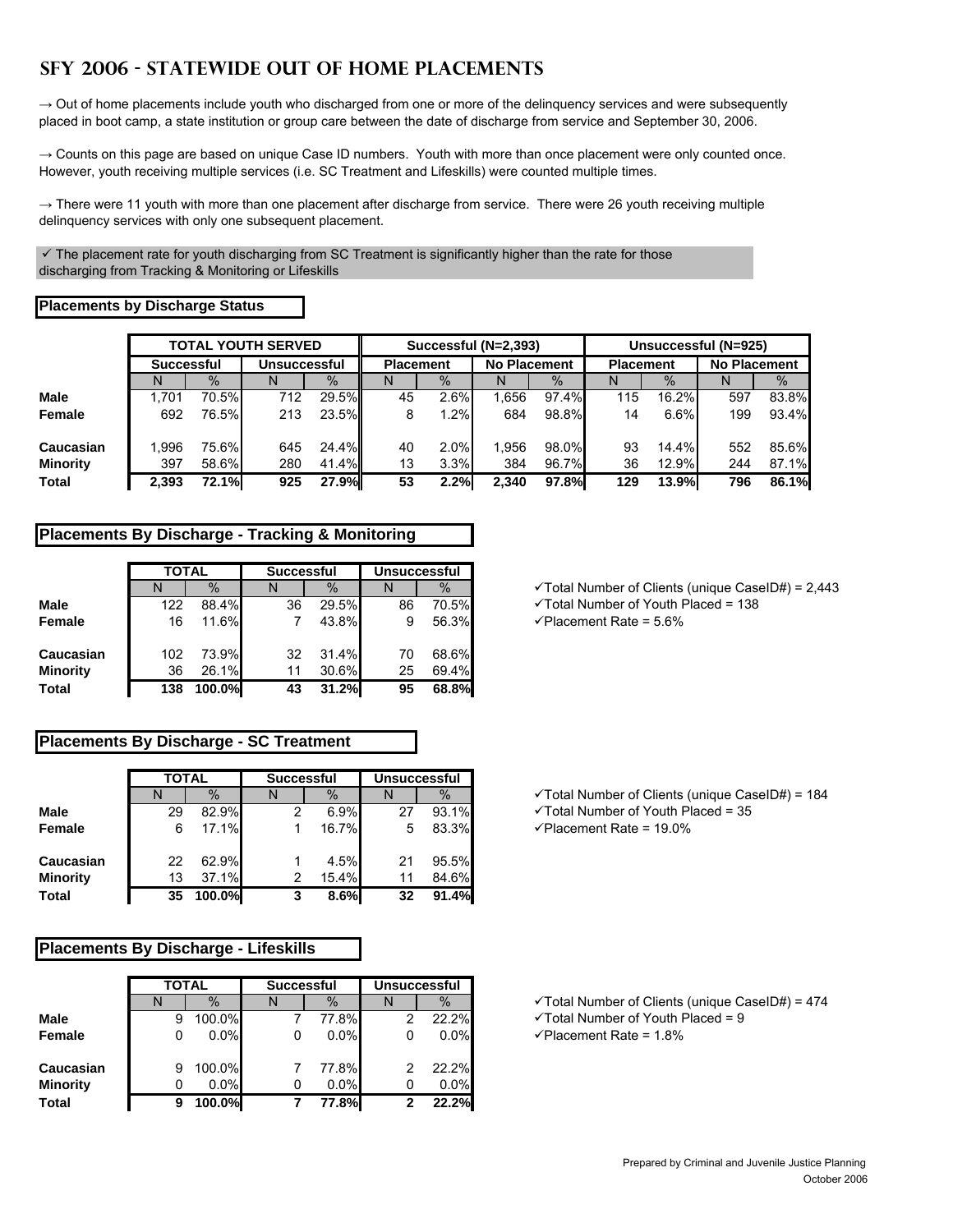# SFY 2006 - Statewide Out of Home Placements

→ Out of home placements include youth who discharged from one or more of the delinquency services and were subsequently placed in boot camp, a state institution or group care between the date of discharge from service and September 30, 2006.

→ Counts on this page are based on unique Case ID numbers. Youth with more than once placement were only counted once. However, youth receiving multiple services (i.e. SC Treatment and Lifeskills) were counted multiple times.

→ There were 11 youth with more than one placement after discharge from service. There were 26 youth receiving multiple delinquency services with only one subsequent placement.

✓ The placement rate for youth discharging from SC Treatment is significantly higher than the rate for those discharging from Tracking & Monitoring or Lifeskills

**Placements by Discharge Status**

| | TOTAL YOUTH SERVED | | | | Successful (N=2,393) | | | | Unsuccessful (N=925) | | | |
|---|---|---|---|---|---|---|---|---|---|---|---|---|
| | Successful | | Unsuccessful | | Placement | | No Placement | | Placement | | No Placement | |
| | N | % | N | % | N | % | N | % | N | % | N | % |
| **Male** | 1,701 | 70.5% | 712 | 29.5% | 45 | 2.6% | 1,656 | 97.4% | 115 | 16.2% | 597 | 83.8% |
| **Female** | 692 | 76.5% | 213 | 23.5% | 8 | 1.2% | 684 | 98.8% | 14 | 6.6% | 199 | 93.4% |
| **Caucasian** | 1,996 | 75.6% | 645 | 24.4% | 40 | 2.0% | 1,956 | 98.0% | 93 | 14.4% | 552 | 85.6% |
| **Minority** | 397 | 58.6% | 280 | 41.4% | 13 | 3.3% | 384 | 96.7% | 36 | 12.9% | 244 | 87.1% |
| **Total** | **2,393** | **72.1%** | **925** | **27.9%** | **53** | **2.2%** | **2,340** | **97.8%** | **129** | **13.9%** | **796** | **86.1%** |

**Placements By Discharge - Tracking & Monitoring**

| | TOTAL | | Successful | | Unsuccessful | |
|---|---|---|---|---|---|---|
| | N | % | N | % | N | % |
| **Male** | 122 | 88.4% | 36 | 29.5% | 86 | 70.5% |
| **Female** | 16 | 11.6% | 7 | 43.8% | 9 | 56.3% |
| **Caucasian** | 102 | 73.9% | 32 | 31.4% | 70 | 68.6% |
| **Minority** | 36 | 26.1% | 11 | 30.6% | 25 | 69.4% |
| **Total** | **138** | **100.0%** | **43** | **31.2%** | **95** | **68.8%** |

✓Total Number of Clients (unique CaseID#) = 2,443
✓Total Number of Youth Placed = 138
✓Placement Rate = 5.6%

**Placements By Discharge - SC Treatment**

| | TOTAL | | Successful | | Unsuccessful | |
|---|---|---|---|---|---|---|
| | N | % | N | % | N | % |
| **Male** | 29 | 82.9% | 2 | 6.9% | 27 | 93.1% |
| **Female** | 6 | 17.1% | 1 | 16.7% | 5 | 83.3% |
| **Caucasian** | 22 | 62.9% | 1 | 4.5% | 21 | 95.5% |
| **Minority** | 13 | 37.1% | 2 | 15.4% | 11 | 84.6% |
| **Total** | **35** | **100.0%** | **3** | **8.6%** | **32** | **91.4%** |

✓Total Number of Clients (unique CaseID#) = 184
✓Total Number of Youth Placed = 35
✓Placement Rate = 19.0%

**Placements By Discharge - Lifeskills**

| | TOTAL | | Successful | | Unsuccessful | |
|---|---|---|---|---|---|---|
| | N | % | N | % | N | % |
| **Male** | 9 | 100.0% | 7 | 77.8% | 2 | 22.2% |
| **Female** | 0 | 0.0% | 0 | 0.0% | 0 | 0.0% |
| **Caucasian** | 9 | 100.0% | 7 | 77.8% | 2 | 22.2% |
| **Minority** | 0 | 0.0% | 0 | 0.0% | 0 | 0.0% |
| **Total** | **9** | **100.0%** | **7** | **77.8%** | **2** | **22.2%** |

✓Total Number of Clients (unique CaseID#) = 474
✓Total Number of Youth Placed = 9
✓Placement Rate = 1.8%

Prepared by Criminal and Juvenile Justice Planning
October 2006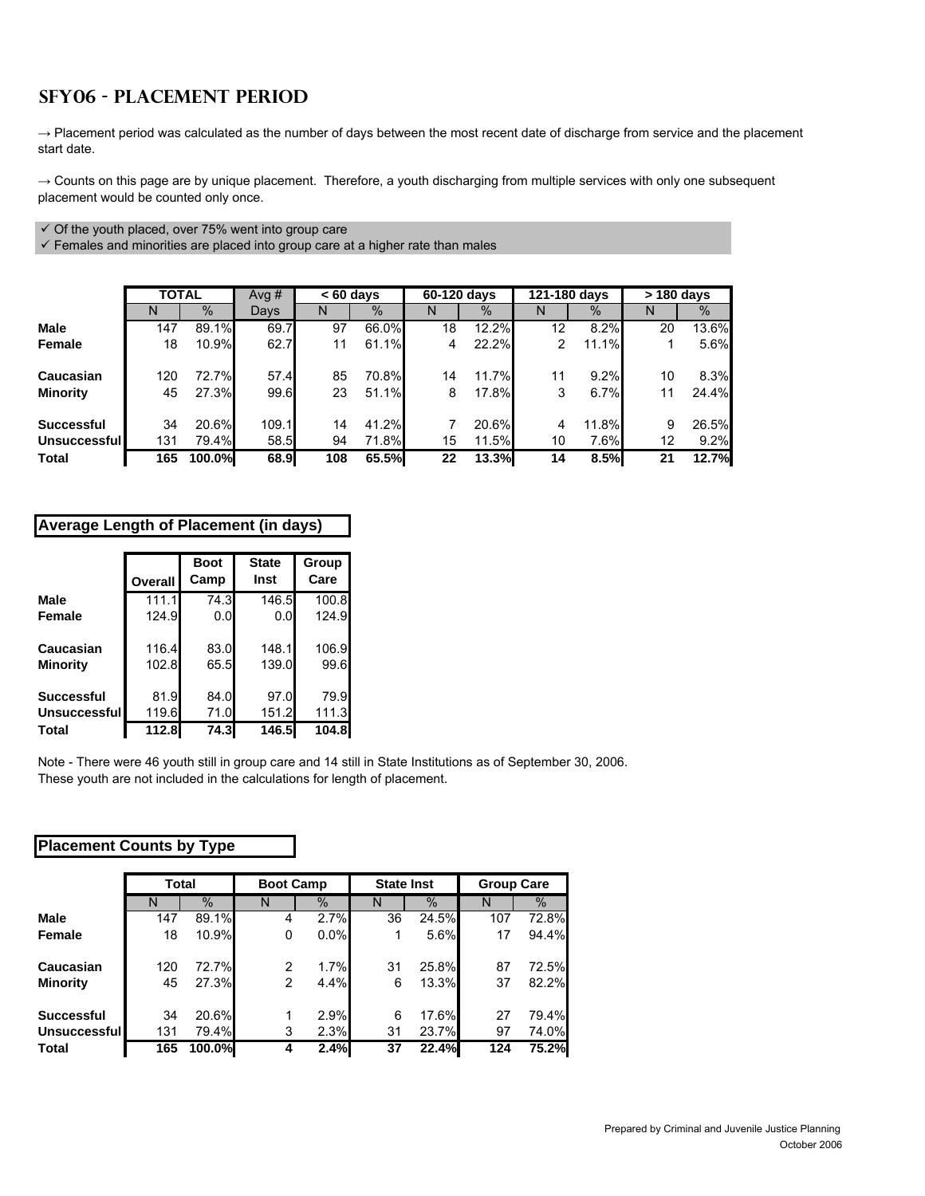# SFY06 - Placement Period

→ Placement period was calculated as the number of days between the most recent date of discharge from service and the placement start date.

→ Counts on this page are by unique placement. Therefore, a youth discharging from multiple services with only one subsequent placement would be counted only once.

✓ Of the youth placed, over 75% went into group care
✓ Females and minorities are placed into group care at a higher rate than males

| | TOTAL | | Avg # | < 60 days | | 60-120 days | | 121-180 days | | > 180 days | |
|---|---|---|---|---|---|---|---|---|---|---|---|
| | N | % | Days | N | % | N | % | N | % | N | % |
| **Male** | 147 | 89.1% | 69.7 | 97 | 66.0% | 18 | 12.2% | 12 | 8.2% | 20 | 13.6% |
| **Female** | 18 | 10.9% | 62.7 | 11 | 61.1% | 4 | 22.2% | 2 | 11.1% | 1 | 5.6% |
| **Caucasian** | 120 | 72.7% | 57.4 | 85 | 70.8% | 14 | 11.7% | 11 | 9.2% | 10 | 8.3% |
| **Minority** | 45 | 27.3% | 99.6 | 23 | 51.1% | 8 | 17.8% | 3 | 6.7% | 11 | 24.4% |
| **Successful** | 34 | 20.6% | 109.1 | 14 | 41.2% | 7 | 20.6% | 4 | 11.8% | 9 | 26.5% |
| **Unsuccessful** | 131 | 79.4% | 58.5 | 94 | 71.8% | 15 | 11.5% | 10 | 7.6% | 12 | 9.2% |
| **Total** | **165** | **100.0%** | **68.9** | **108** | **65.5%** | **22** | **13.3%** | **14** | **8.5%** | **21** | **12.7%** |

## Average Length of Placement (in days)

| | Overall | Boot Camp | State Inst | Group Care |
|---|---|---|---|---|
| **Male** | 111.1 | 74.3 | 146.5 | 100.8 |
| **Female** | 124.9 | 0.0 | 0.0 | 124.9 |
| **Caucasian** | 116.4 | 83.0 | 148.1 | 106.9 |
| **Minority** | 102.8 | 65.5 | 139.0 | 99.6 |
| **Successful** | 81.9 | 84.0 | 97.0 | 79.9 |
| **Unsuccessful** | 119.6 | 71.0 | 151.2 | 111.3 |
| **Total** | **112.8** | **74.3** | **146.5** | **104.8** |

Note - There were 46 youth still in group care and 14 still in State Institutions as of September 30, 2006.
These youth are not included in the calculations for length of placement.

## Placement Counts by Type

| | Total | | Boot Camp | | State Inst | | Group Care | |
|---|---|---|---|---|---|---|---|---|
| | N | % | N | % | N | % | N | % |
| **Male** | 147 | 89.1% | 4 | 2.7% | 36 | 24.5% | 107 | 72.8% |
| **Female** | 18 | 10.9% | 0 | 0.0% | 1 | 5.6% | 17 | 94.4% |
| **Caucasian** | 120 | 72.7% | 2 | 1.7% | 31 | 25.8% | 87 | 72.5% |
| **Minority** | 45 | 27.3% | 2 | 4.4% | 6 | 13.3% | 37 | 82.2% |
| **Successful** | 34 | 20.6% | 1 | 2.9% | 6 | 17.6% | 27 | 79.4% |
| **Unsuccessful** | 131 | 79.4% | 3 | 2.3% | 31 | 23.7% | 97 | 74.0% |
| **Total** | **165** | **100.0%** | **4** | **2.4%** | **37** | **22.4%** | **124** | **75.2%** |

Prepared by Criminal and Juvenile Justice Planning
October 2006